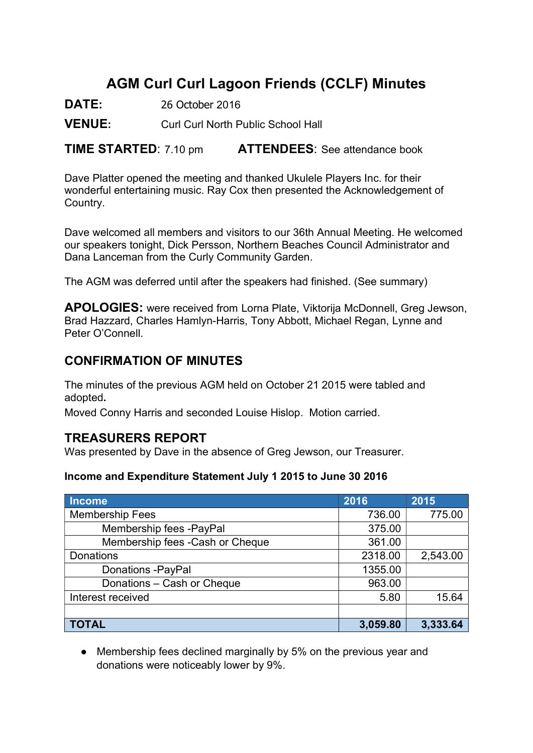# AGM Curl Curl Lagoon Friends (CCLF) Minutes

**DATE:** 26 October 2016

**VENUE:** Curl Curl North Public School Hall

**TIME STARTED**: 7.10 pm **ATTENDEES**: See attendance book

Dave Platter opened the meeting and thanked Ukulele Players Inc. for their wonderful entertaining music. Ray Cox then presented the Acknowledgement of Country.

Dave welcomed all members and visitors to our 36th Annual Meeting. He welcomed our speakers tonight, Dick Persson, Northern Beaches Council Administrator and Dana Lanceman from the Curly Community Garden.

The AGM was deferred until after the speakers had finished. (See summary)

**APOLOGIES:** were received from Lorna Plate, Viktorija McDonnell, Greg Jewson, Brad Hazzard, Charles Hamlyn-Harris, Tony Abbott, Michael Regan, Lynne and Peter O'Connell.

## CONFIRMATION OF MINUTES

The minutes of the previous AGM held on October 21 2015 were tabled and adopted**.**

Moved Conny Harris and seconded Louise Hislop. Motion carried.

## TREASURERS REPORT

Was presented by Dave in the absence of Greg Jewson, our Treasurer.

**Income and Expenditure Statement July 1 2015 to June 30 2016**

| Income | 2016 | 2015 |
|---|---|---|
| Membership Fees | 736.00 | 775.00 |
| Membership fees -PayPal | 375.00 | |
| Membership fees -Cash or Cheque | 361.00 | |
| Donations | 2318.00 | 2,543.00 |
| Donations -PayPal | 1355.00 | |
| Donations – Cash or Cheque | 963.00 | |
| Interest received | 5.80 | 15.64 |
| | | |
| **TOTAL** | **3,059.80** | **3,333.64** |

- Membership fees declined marginally by 5% on the previous year and donations were noticeably lower by 9%.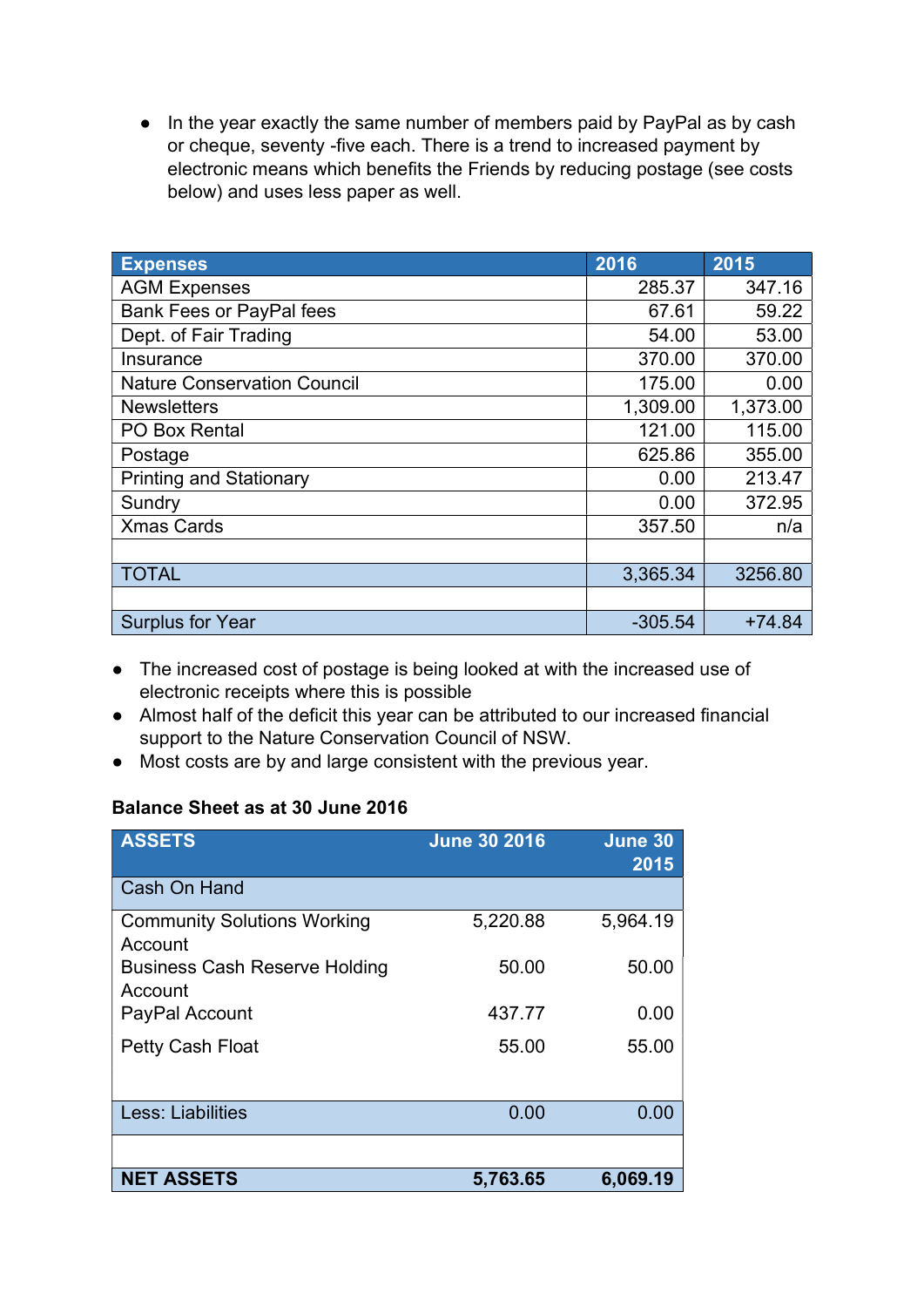- In the year exactly the same number of members paid by PayPal as by cash or cheque, seventy -five each. There is a trend to increased payment by electronic means which benefits the Friends by reducing postage (see costs below) and uses less paper as well.

| Expenses | 2016 | 2015 |
|---|---|---|
| AGM Expenses | 285.37 | 347.16 |
| Bank Fees or PayPal fees | 67.61 | 59.22 |
| Dept. of Fair Trading | 54.00 | 53.00 |
| Insurance | 370.00 | 370.00 |
| Nature Conservation Council | 175.00 | 0.00 |
| Newsletters | 1,309.00 | 1,373.00 |
| PO Box Rental | 121.00 | 115.00 |
| Postage | 625.86 | 355.00 |
| Printing and Stationary | 0.00 | 213.47 |
| Sundry | 0.00 | 372.95 |
| Xmas Cards | 357.50 | n/a |
| | | |
| TOTAL | 3,365.34 | 3256.80 |
| | | |
| Surplus for Year | -305.54 | +74.84 |

- The increased cost of postage is being looked at with the increased use of electronic receipts where this is possible
- Almost half of the deficit this year can be attributed to our increased financial support to the Nature Conservation Council of NSW.
- Most costs are by and large consistent with the previous year.

**Balance Sheet as at 30 June 2016**

| ASSETS | June 30 2016 | June 30 2015 |
|---|---|---|
| Cash On Hand | | |
| Community Solutions Working Account | 5,220.88 | 5,964.19 |
| Business Cash Reserve Holding Account | 50.00 | 50.00 |
| PayPal Account | 437.77 | 0.00 |
| Petty Cash Float | 55.00 | 55.00 |
| | | |
| Less: Liabilities | 0.00 | 0.00 |
| | | |
| **NET ASSETS** | **5,763.65** | **6,069.19** |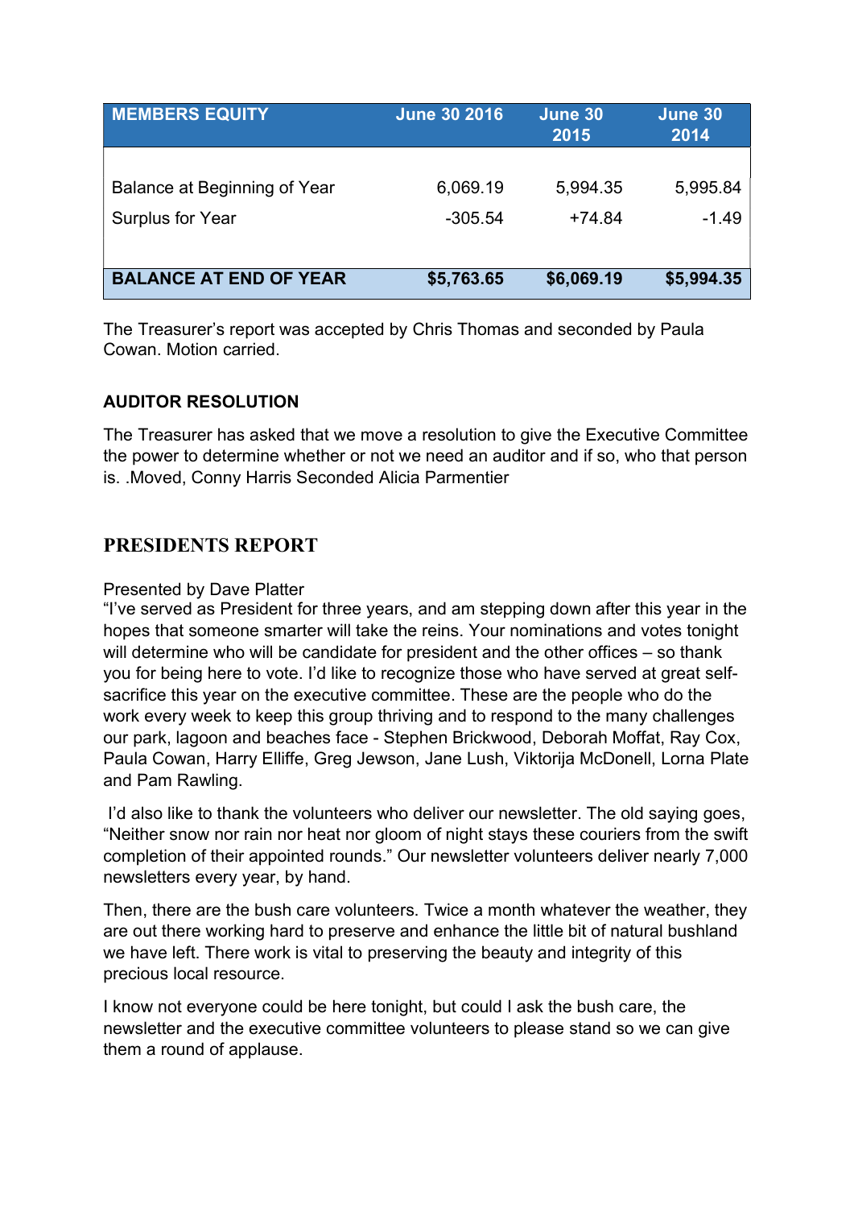| MEMBERS EQUITY | June 30 2016 | June 30 2015 | June 30 2014 |
|---|---|---|---|
| Balance at Beginning of Year | 6,069.19 | 5,994.35 | 5,995.84 |
| Surplus for Year | -305.54 | +74.84 | -1.49 |
| **BALANCE AT END OF YEAR** | **$5,763.65** | **$6,069.19** | **$5,994.35** |

The Treasurer's report was accepted by Chris Thomas and seconded by Paula Cowan. Motion carried.

**AUDITOR RESOLUTION**

The Treasurer has asked that we move a resolution to give the Executive Committee the power to determine whether or not we need an auditor and if so, who that person is. .Moved, Conny Harris Seconded Alicia Parmentier

## PRESIDENTS REPORT

Presented by Dave Platter
"I've served as President for three years, and am stepping down after this year in the hopes that someone smarter will take the reins. Your nominations and votes tonight will determine who will be candidate for president and the other offices – so thank you for being here to vote. I'd like to recognize those who have served at great self-sacrifice this year on the executive committee. These are the people who do the work every week to keep this group thriving and to respond to the many challenges our park, lagoon and beaches face - Stephen Brickwood, Deborah Moffat, Ray Cox, Paula Cowan, Harry Elliffe, Greg Jewson, Jane Lush, Viktorija McDonell, Lorna Plate and Pam Rawling.

I'd also like to thank the volunteers who deliver our newsletter. The old saying goes, "Neither snow nor rain nor heat nor gloom of night stays these couriers from the swift completion of their appointed rounds." Our newsletter volunteers deliver nearly 7,000 newsletters every year, by hand.

Then, there are the bush care volunteers. Twice a month whatever the weather, they are out there working hard to preserve and enhance the little bit of natural bushland we have left. There work is vital to preserving the beauty and integrity of this precious local resource.

I know not everyone could be here tonight, but could I ask the bush care, the newsletter and the executive committee volunteers to please stand so we can give them a round of applause.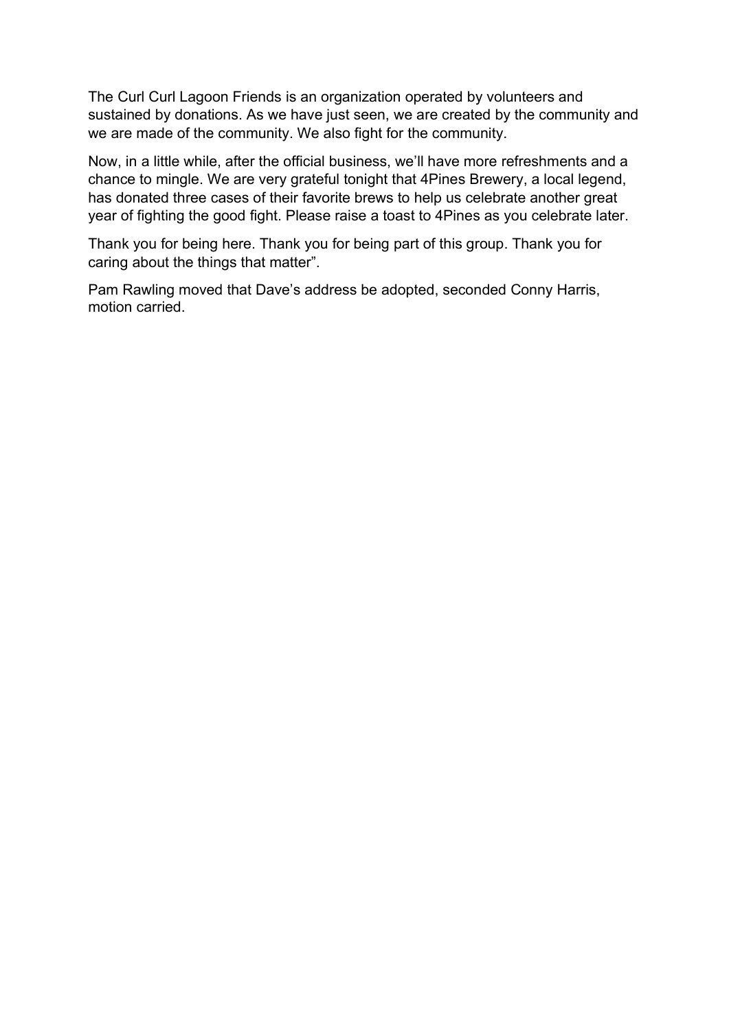The Curl Curl Lagoon Friends is an organization operated by volunteers and sustained by donations. As we have just seen, we are created by the community and we are made of the community. We also fight for the community.

Now, in a little while, after the official business, we'll have more refreshments and a chance to mingle. We are very grateful tonight that 4Pines Brewery, a local legend, has donated three cases of their favorite brews to help us celebrate another great year of fighting the good fight. Please raise a toast to 4Pines as you celebrate later.

Thank you for being here. Thank you for being part of this group. Thank you for caring about the things that matter".

Pam Rawling moved that Dave's address be adopted, seconded Conny Harris, motion carried.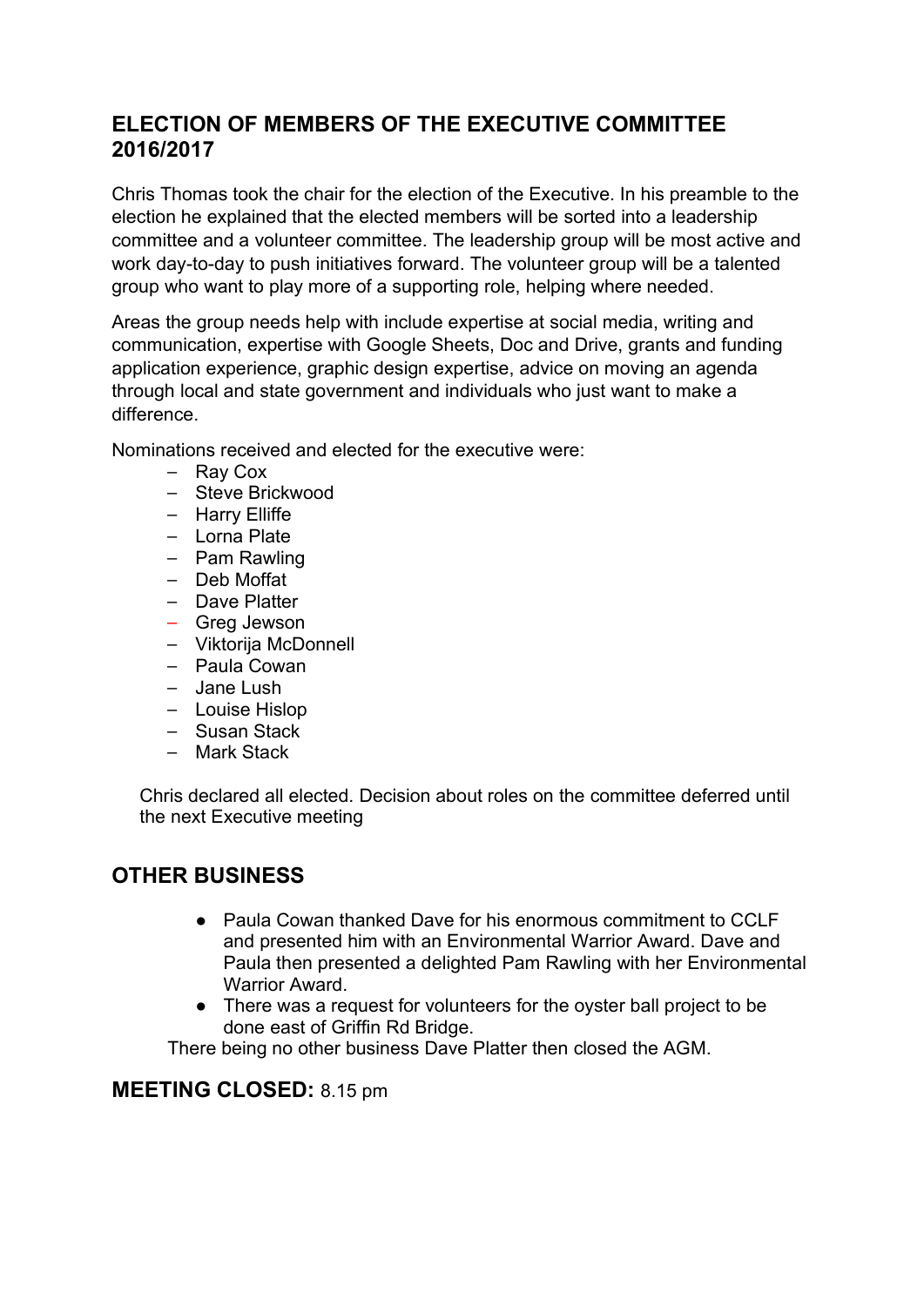## ELECTION OF MEMBERS OF THE EXECUTIVE COMMITTEE 2016/2017

Chris Thomas took the chair for the election of the Executive. In his preamble to the election he explained that the elected members will be sorted into a leadership committee and a volunteer committee. The leadership group will be most active and work day-to-day to push initiatives forward. The volunteer group will be a talented group who want to play more of a supporting role, helping where needed.

Areas the group needs help with include expertise at social media, writing and communication, expertise with Google Sheets, Doc and Drive, grants and funding application experience, graphic design expertise, advice on moving an agenda through local and state government and individuals who just want to make a difference.

Nominations received and elected for the executive were:

- Ray Cox
- Steve Brickwood
- Harry Elliffe
- Lorna Plate
- Pam Rawling
- Deb Moffat
- Dave Platter
- Greg Jewson
- Viktorija McDonnell
- Paula Cowan
- Jane Lush
- Louise Hislop
- Susan Stack
- Mark Stack

Chris declared all elected. Decision about roles on the committee deferred until the next Executive meeting

## OTHER BUSINESS

- Paula Cowan thanked Dave for his enormous commitment to CCLF and presented him with an Environmental Warrior Award. Dave and Paula then presented a delighted Pam Rawling with her Environmental Warrior Award.
- There was a request for volunteers for the oyster ball project to be done east of Griffin Rd Bridge.

There being no other business Dave Platter then closed the AGM.

## MEETING CLOSED: 8.15 pm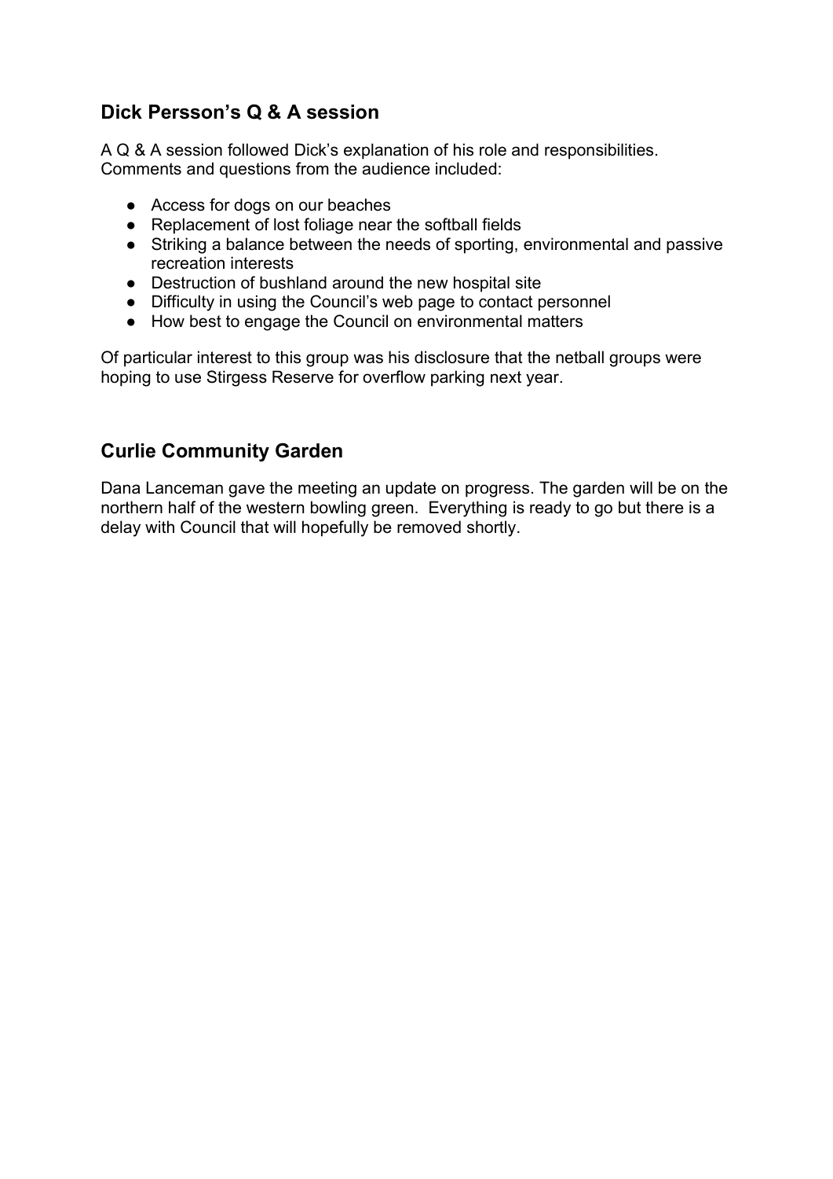## Dick Persson's Q & A session

A Q & A session followed Dick's explanation of his role and responsibilities. Comments and questions from the audience included:

- Access for dogs on our beaches
- Replacement of lost foliage near the softball fields
- Striking a balance between the needs of sporting, environmental and passive recreation interests
- Destruction of bushland around the new hospital site
- Difficulty in using the Council's web page to contact personnel
- How best to engage the Council on environmental matters

Of particular interest to this group was his disclosure that the netball groups were hoping to use Stirgess Reserve for overflow parking next year.

## Curlie Community Garden

Dana Lanceman gave the meeting an update on progress. The garden will be on the northern half of the western bowling green. Everything is ready to go but there is a delay with Council that will hopefully be removed shortly.